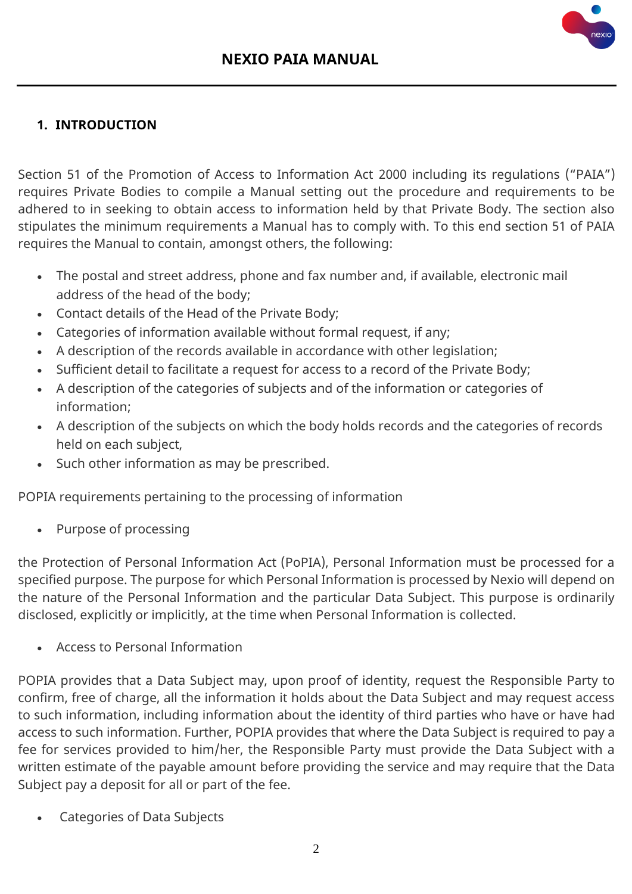# NEXIO PAIA MANUAL

## 1. INTRODUCTION

Section 51 of the Promotion of Access to Information Act 2000 including its regulations ("PAIA") requires Private Bodies to compile a Manual setting out the procedure and requirements to be adhered to in seeking to obtain access to information held by that Private Body. The section also stipulates the minimum requirements a Manual has to comply with. To this end section 51 of PAIA requires the Manual to contain, amongst others, the following:

- The postal and street address, phone and fax number and, if available, electronic mail address of the head of the body;
- Contact details of the Head of the Private Body;
- Categories of information available without formal request, if any;
- A description of the records available in accordance with other legislation;
- Sufficient detail to facilitate a request for access to a record of the Private Body;
- A description of the categories of subjects and of the information or categories of information;
- A description of the subjects on which the body holds records and the categories of records held on each subject,
- Such other information as may be prescribed.

POPIA requirements pertaining to the processing of information

- Purpose of processing

the Protection of Personal Information Act (PoPIA), Personal Information must be processed for a specified purpose. The purpose for which Personal Information is processed by Nexio will depend on the nature of the Personal Information and the particular Data Subject. This purpose is ordinarily disclosed, explicitly or implicitly, at the time when Personal Information is collected.

- Access to Personal Information

POPIA provides that a Data Subject may, upon proof of identity, request the Responsible Party to confirm, free of charge, all the information it holds about the Data Subject and may request access to such information, including information about the identity of third parties who have or have had access to such information. Further, POPIA provides that where the Data Subject is required to pay a fee for services provided to him/her, the Responsible Party must provide the Data Subject with a written estimate of the payable amount before providing the service and may require that the Data Subject pay a deposit for all or part of the fee.

- Categories of Data Subjects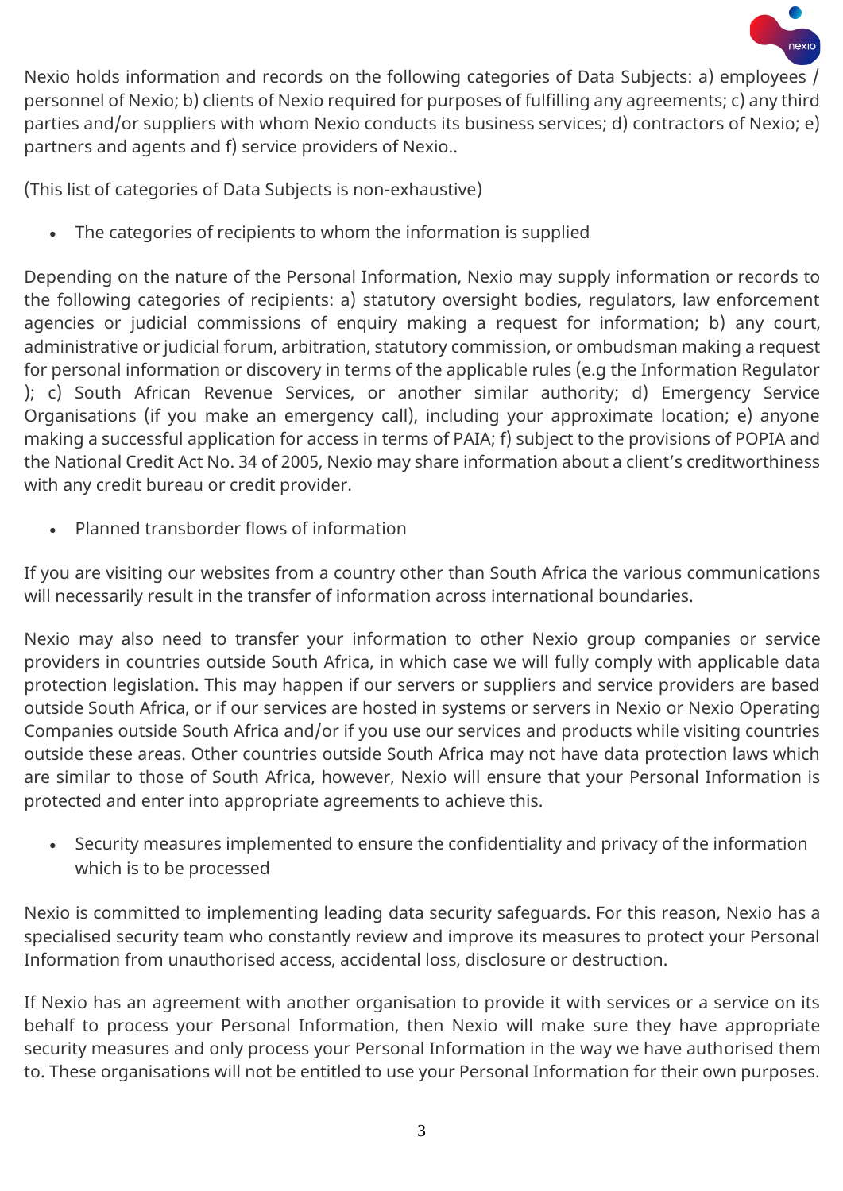Nexio holds information and records on the following categories of Data Subjects: a) employees / personnel of Nexio; b) clients of Nexio required for purposes of fulfilling any agreements; c) any third parties and/or suppliers with whom Nexio conducts its business services; d) contractors of Nexio; e) partners and agents and f) service providers of Nexio..

(This list of categories of Data Subjects is non-exhaustive)

- The categories of recipients to whom the information is supplied

Depending on the nature of the Personal Information, Nexio may supply information or records to the following categories of recipients: a) statutory oversight bodies, regulators, law enforcement agencies or judicial commissions of enquiry making a request for information; b) any court, administrative or judicial forum, arbitration, statutory commission, or ombudsman making a request for personal information or discovery in terms of the applicable rules (e.g the Information Regulator ); c) South African Revenue Services, or another similar authority; d) Emergency Service Organisations (if you make an emergency call), including your approximate location; e) anyone making a successful application for access in terms of PAIA; f) subject to the provisions of POPIA and the National Credit Act No. 34 of 2005, Nexio may share information about a client's creditworthiness with any credit bureau or credit provider.

- Planned transborder flows of information

If you are visiting our websites from a country other than South Africa the various communications will necessarily result in the transfer of information across international boundaries.

Nexio may also need to transfer your information to other Nexio group companies or service providers in countries outside South Africa, in which case we will fully comply with applicable data protection legislation. This may happen if our servers or suppliers and service providers are based outside South Africa, or if our services are hosted in systems or servers in Nexio or Nexio Operating Companies outside South Africa and/or if you use our services and products while visiting countries outside these areas. Other countries outside South Africa may not have data protection laws which are similar to those of South Africa, however, Nexio will ensure that your Personal Information is protected and enter into appropriate agreements to achieve this.

- Security measures implemented to ensure the confidentiality and privacy of the information which is to be processed

Nexio is committed to implementing leading data security safeguards. For this reason, Nexio has a specialised security team who constantly review and improve its measures to protect your Personal Information from unauthorised access, accidental loss, disclosure or destruction.

If Nexio has an agreement with another organisation to provide it with services or a service on its behalf to process your Personal Information, then Nexio will make sure they have appropriate security measures and only process your Personal Information in the way we have authorised them to. These organisations will not be entitled to use your Personal Information for their own purposes.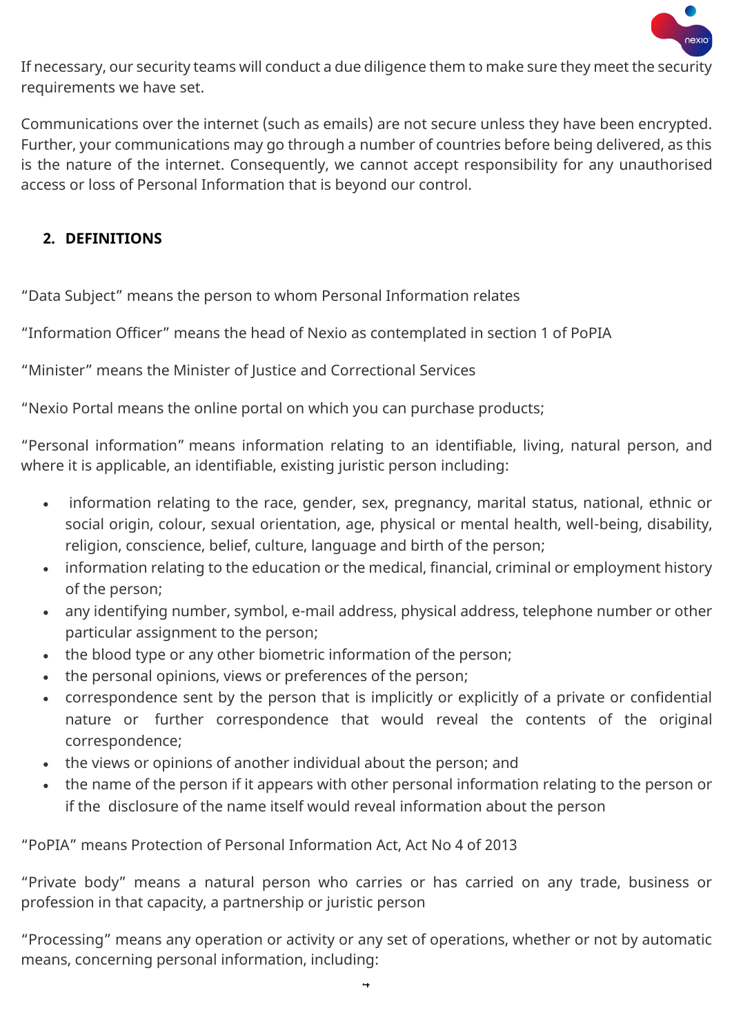If necessary, our security teams will conduct a due diligence them to make sure they meet the security requirements we have set.

Communications over the internet (such as emails) are not secure unless they have been encrypted. Further, your communications may go through a number of countries before being delivered, as this is the nature of the internet. Consequently, we cannot accept responsibility for any unauthorised access or loss of Personal Information that is beyond our control.

## 2. DEFINITIONS

"Data Subject" means the person to whom Personal Information relates

"Information Officer" means the head of Nexio as contemplated in section 1 of PoPIA

"Minister" means the Minister of Justice and Correctional Services

"Nexio Portal means the online portal on which you can purchase products;

"Personal information" means information relating to an identifiable, living, natural person, and where it is applicable, an identifiable, existing juristic person including:

- information relating to the race, gender, sex, pregnancy, marital status, national, ethnic or social origin, colour, sexual orientation, age, physical or mental health, well-being, disability, religion, conscience, belief, culture, language and birth of the person;
- information relating to the education or the medical, financial, criminal or employment history of the person;
- any identifying number, symbol, e-mail address, physical address, telephone number or other particular assignment to the person;
- the blood type or any other biometric information of the person;
- the personal opinions, views or preferences of the person;
- correspondence sent by the person that is implicitly or explicitly of a private or confidential nature or further correspondence that would reveal the contents of the original correspondence;
- the views or opinions of another individual about the person; and
- the name of the person if it appears with other personal information relating to the person or if the disclosure of the name itself would reveal information about the person

"PoPIA" means Protection of Personal Information Act, Act No 4 of 2013

"Private body" means a natural person who carries or has carried on any trade, business or profession in that capacity, a partnership or juristic person

"Processing" means any operation or activity or any set of operations, whether or not by automatic means, concerning personal information, including: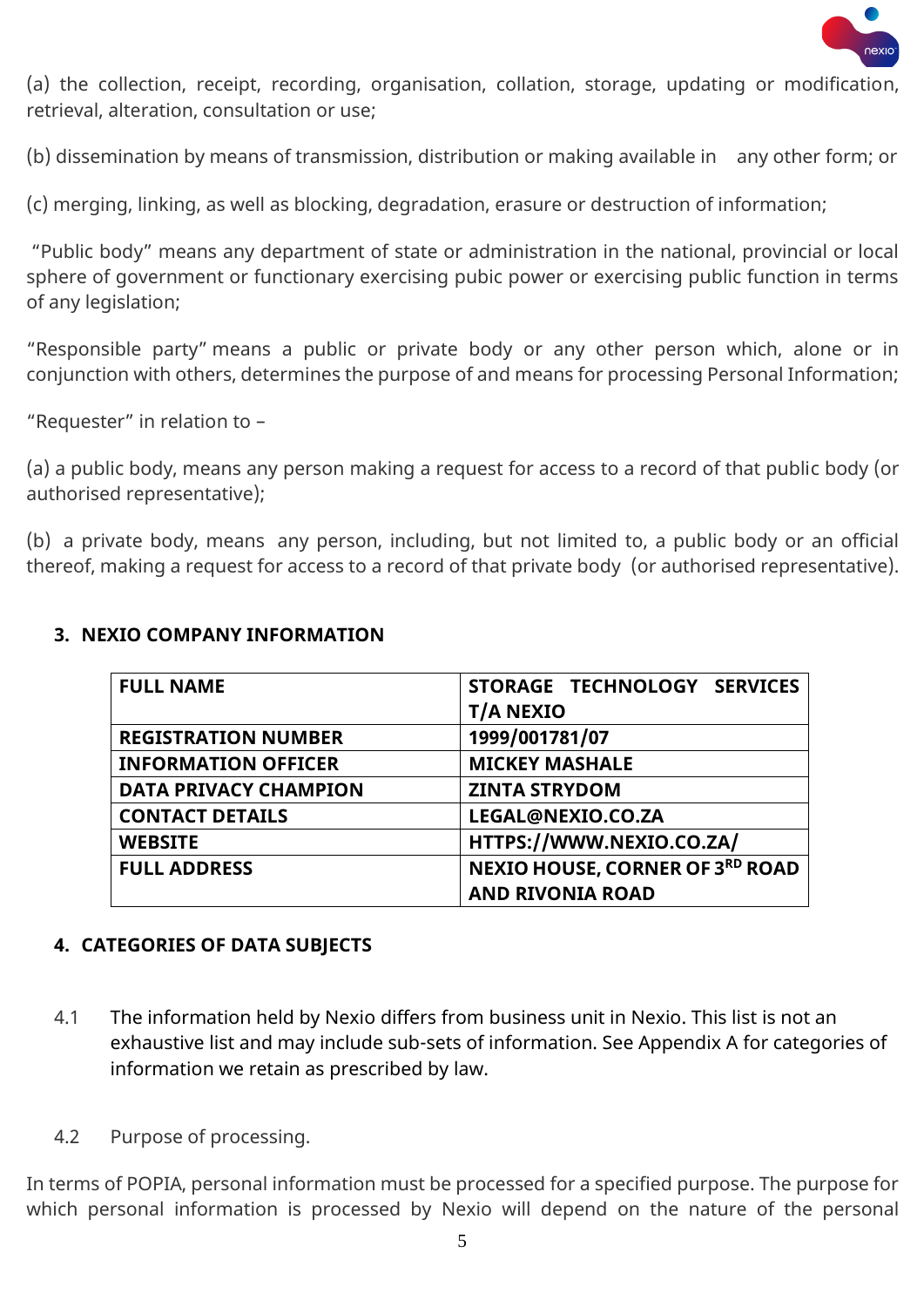(a) the collection, receipt, recording, organisation, collation, storage, updating or modification, retrieval, alteration, consultation or use;

(b) dissemination by means of transmission, distribution or making available in any other form; or

(c) merging, linking, as well as blocking, degradation, erasure or destruction of information;

"Public body" means any department of state or administration in the national, provincial or local sphere of government or functionary exercising pubic power or exercising public function in terms of any legislation;

"Responsible party" means a public or private body or any other person which, alone or in conjunction with others, determines the purpose of and means for processing Personal Information;

"Requester" in relation to –

(a) a public body, means any person making a request for access to a record of that public body (or authorised representative);

(b) a private body, means any person, including, but not limited to, a public body or an official thereof, making a request for access to a record of that private body (or authorised representative).

## 3. NEXIO COMPANY INFORMATION

| FULL NAME | STORAGE TECHNOLOGY SERVICES T/A NEXIO |
|---|---|
| REGISTRATION NUMBER | 1999/001781/07 |
| INFORMATION OFFICER | MICKEY MASHALE |
| DATA PRIVACY CHAMPION | ZINTA STRYDOM |
| CONTACT DETAILS | LEGAL@NEXIO.CO.ZA |
| WEBSITE | HTTPS://WWW.NEXIO.CO.ZA/ |
| FULL ADDRESS | NEXIO HOUSE, CORNER OF 3RD ROAD AND RIVONIA ROAD |

## 4. CATEGORIES OF DATA SUBJECTS

4.1 The information held by Nexio differs from business unit in Nexio. This list is not an exhaustive list and may include sub-sets of information. See Appendix A for categories of information we retain as prescribed by law.

4.2 Purpose of processing.

In terms of POPIA, personal information must be processed for a specified purpose. The purpose for which personal information is processed by Nexio will depend on the nature of the personal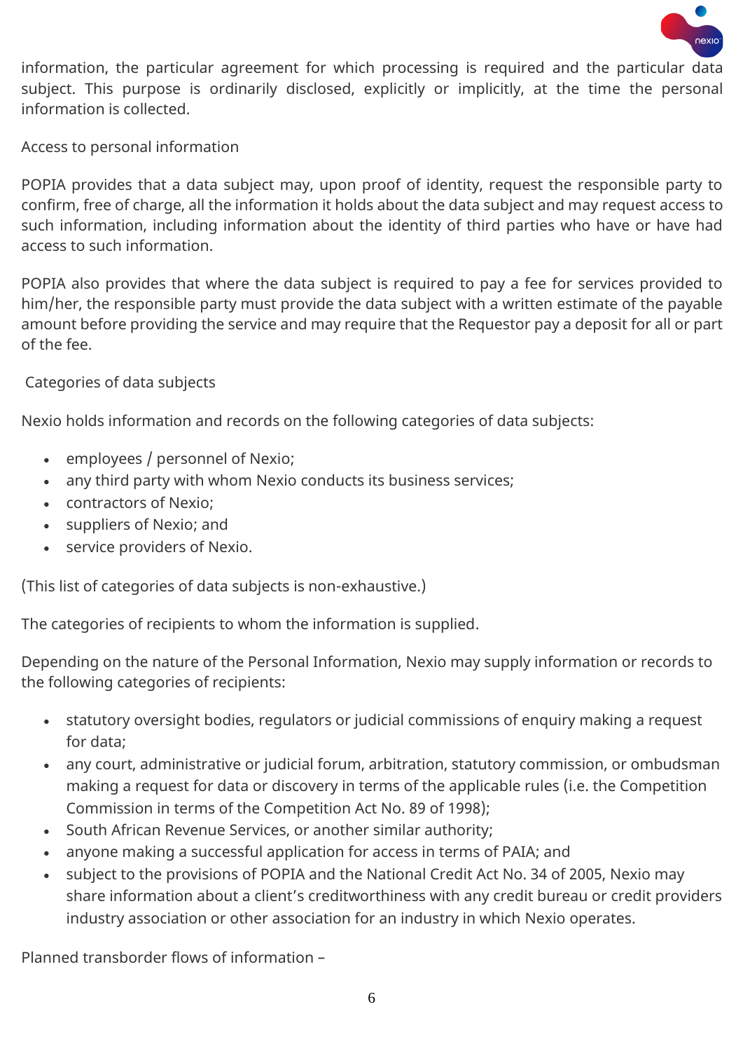information, the particular agreement for which processing is required and the particular data subject. This purpose is ordinarily disclosed, explicitly or implicitly, at the time the personal information is collected.

Access to personal information

POPIA provides that a data subject may, upon proof of identity, request the responsible party to confirm, free of charge, all the information it holds about the data subject and may request access to such information, including information about the identity of third parties who have or have had access to such information.

POPIA also provides that where the data subject is required to pay a fee for services provided to him/her, the responsible party must provide the data subject with a written estimate of the payable amount before providing the service and may require that the Requestor pay a deposit for all or part of the fee.

Categories of data subjects

Nexio holds information and records on the following categories of data subjects:

- employees / personnel of Nexio;
- any third party with whom Nexio conducts its business services;
- contractors of Nexio;
- suppliers of Nexio; and
- service providers of Nexio.

(This list of categories of data subjects is non-exhaustive.)

The categories of recipients to whom the information is supplied.

Depending on the nature of the Personal Information, Nexio may supply information or records to the following categories of recipients:

- statutory oversight bodies, regulators or judicial commissions of enquiry making a request for data;
- any court, administrative or judicial forum, arbitration, statutory commission, or ombudsman making a request for data or discovery in terms of the applicable rules (i.e. the Competition Commission in terms of the Competition Act No. 89 of 1998);
- South African Revenue Services, or another similar authority;
- anyone making a successful application for access in terms of PAIA; and
- subject to the provisions of POPIA and the National Credit Act No. 34 of 2005, Nexio may share information about a client's creditworthiness with any credit bureau or credit providers industry association or other association for an industry in which Nexio operates.

Planned transborder flows of information –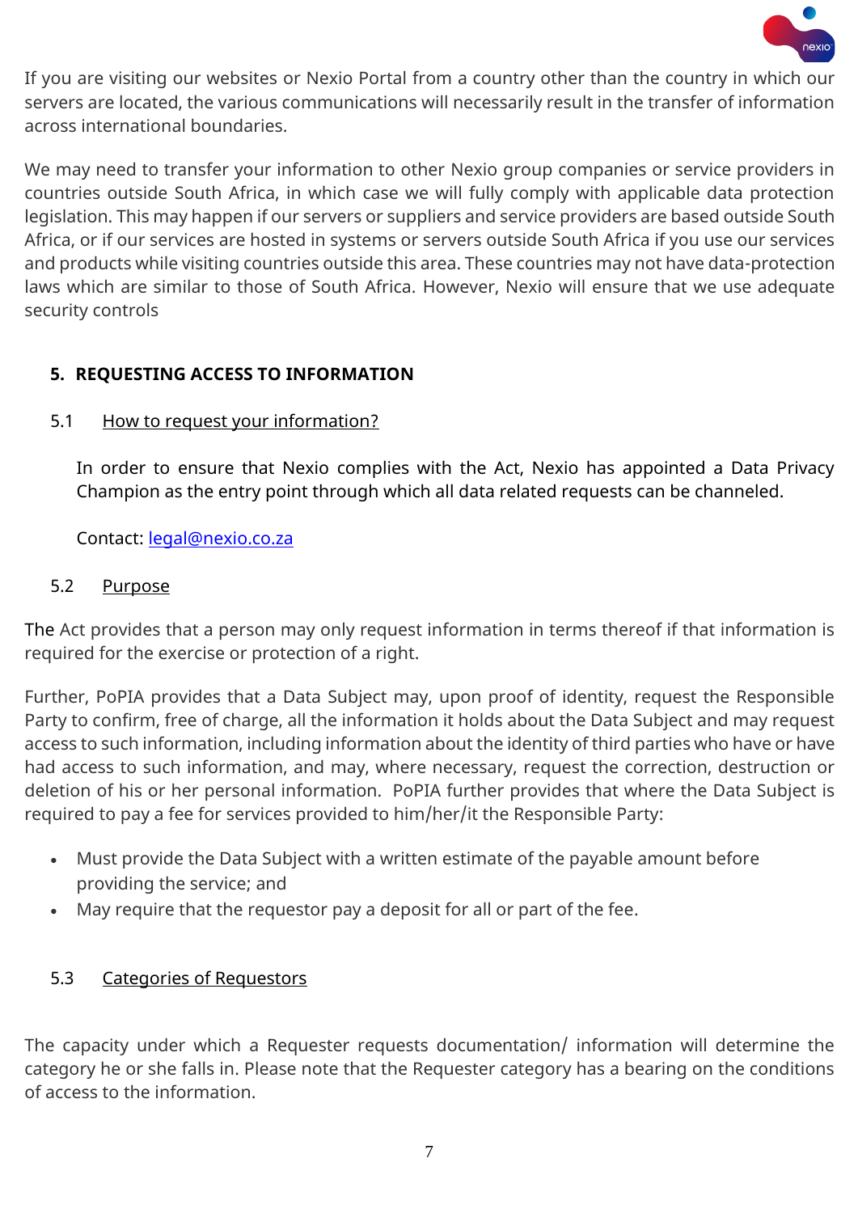If you are visiting our websites or Nexio Portal from a country other than the country in which our servers are located, the various communications will necessarily result in the transfer of information across international boundaries.

We may need to transfer your information to other Nexio group companies or service providers in countries outside South Africa, in which case we will fully comply with applicable data protection legislation. This may happen if our servers or suppliers and service providers are based outside South Africa, or if our services are hosted in systems or servers outside South Africa if you use our services and products while visiting countries outside this area. These countries may not have data-protection laws which are similar to those of South Africa. However, Nexio will ensure that we use adequate security controls

## 5. REQUESTING ACCESS TO INFORMATION

### 5.1 How to request your information?

In order to ensure that Nexio complies with the Act, Nexio has appointed a Data Privacy Champion as the entry point through which all data related requests can be channeled.

Contact: legal@nexio.co.za

### 5.2 Purpose

The Act provides that a person may only request information in terms thereof if that information is required for the exercise or protection of a right.

Further, PoPIA provides that a Data Subject may, upon proof of identity, request the Responsible Party to confirm, free of charge, all the information it holds about the Data Subject and may request access to such information, including information about the identity of third parties who have or have had access to such information, and may, where necessary, request the correction, destruction or deletion of his or her personal information. PoPIA further provides that where the Data Subject is required to pay a fee for services provided to him/her/it the Responsible Party:

- Must provide the Data Subject with a written estimate of the payable amount before providing the service; and
- May require that the requestor pay a deposit for all or part of the fee.

### 5.3 Categories of Requestors

The capacity under which a Requester requests documentation/ information will determine the category he or she falls in. Please note that the Requester category has a bearing on the conditions of access to the information.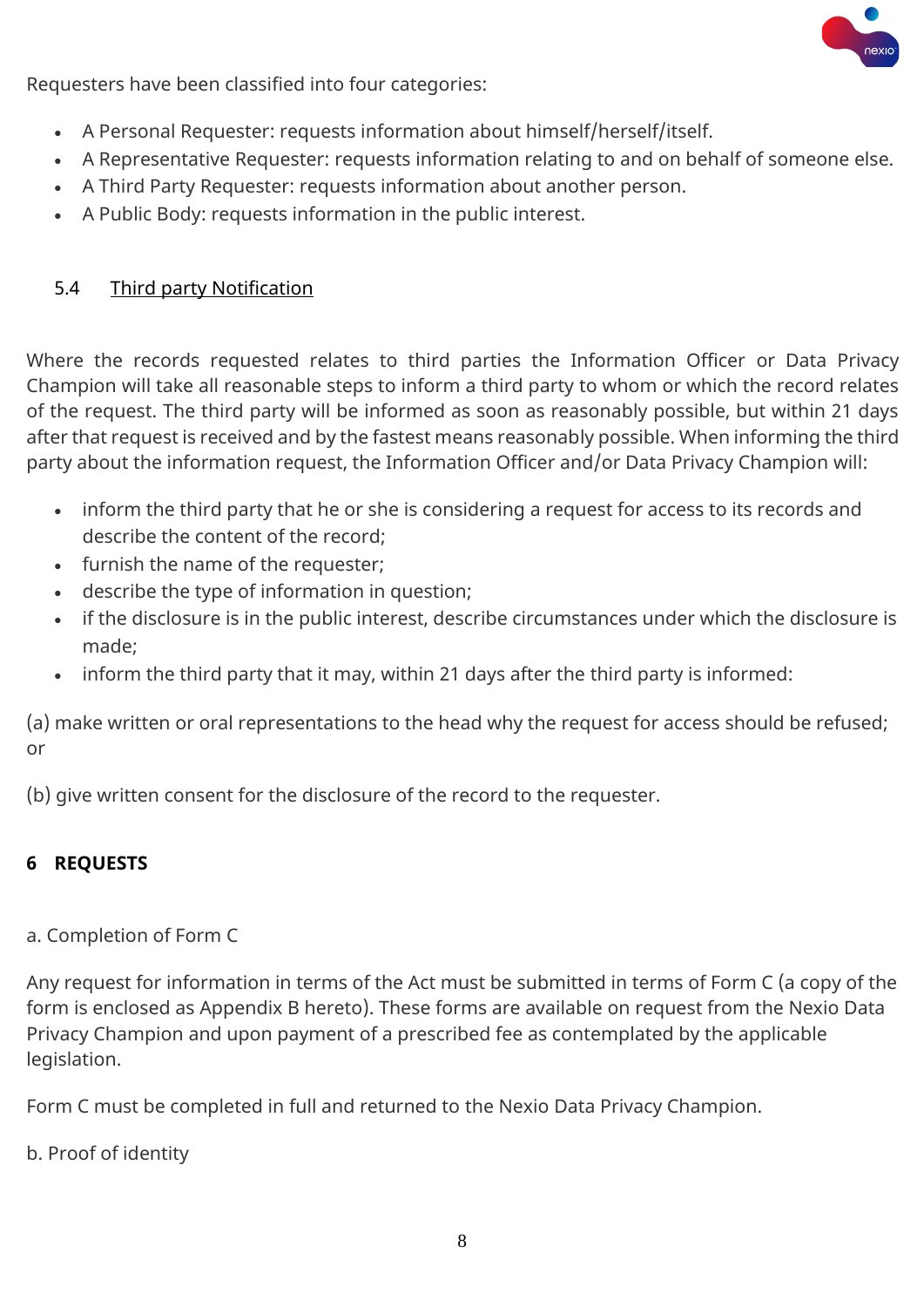Requesters have been classified into four categories:

- A Personal Requester: requests information about himself/herself/itself.
- A Representative Requester: requests information relating to and on behalf of someone else.
- A Third Party Requester: requests information about another person.
- A Public Body: requests information in the public interest.

### 5.4 Third party Notification

Where the records requested relates to third parties the Information Officer or Data Privacy Champion will take all reasonable steps to inform a third party to whom or which the record relates of the request. The third party will be informed as soon as reasonably possible, but within 21 days after that request is received and by the fastest means reasonably possible. When informing the third party about the information request, the Information Officer and/or Data Privacy Champion will:

- inform the third party that he or she is considering a request for access to its records and describe the content of the record;
- furnish the name of the requester;
- describe the type of information in question;
- if the disclosure is in the public interest, describe circumstances under which the disclosure is made;
- inform the third party that it may, within 21 days after the third party is informed:

(a) make written or oral representations to the head why the request for access should be refused; or

(b) give written consent for the disclosure of the record to the requester.

## 6 REQUESTS

a. Completion of Form C

Any request for information in terms of the Act must be submitted in terms of Form C (a copy of the form is enclosed as Appendix B hereto). These forms are available on request from the Nexio Data Privacy Champion and upon payment of a prescribed fee as contemplated by the applicable legislation.

Form C must be completed in full and returned to the Nexio Data Privacy Champion.

b. Proof of identity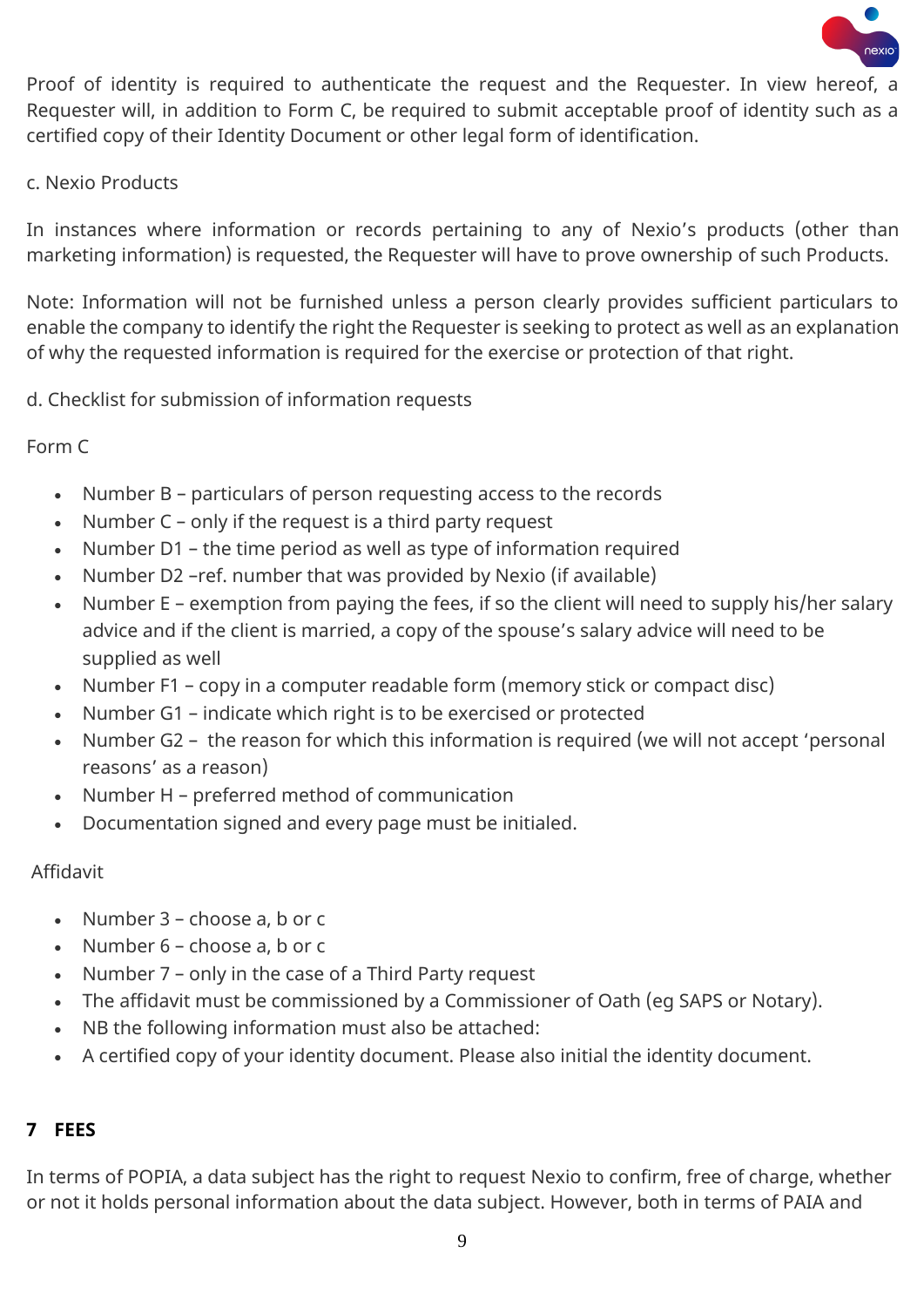Proof of identity is required to authenticate the request and the Requester. In view hereof, a Requester will, in addition to Form C, be required to submit acceptable proof of identity such as a certified copy of their Identity Document or other legal form of identification.

c. Nexio Products

In instances where information or records pertaining to any of Nexio's products (other than marketing information) is requested, the Requester will have to prove ownership of such Products.

Note: Information will not be furnished unless a person clearly provides sufficient particulars to enable the company to identify the right the Requester is seeking to protect as well as an explanation of why the requested information is required for the exercise or protection of that right.

d. Checklist for submission of information requests

Form C

- Number B – particulars of person requesting access to the records
- Number C – only if the request is a third party request
- Number D1 – the time period as well as type of information required
- Number D2 –ref. number that was provided by Nexio (if available)
- Number E – exemption from paying the fees, if so the client will need to supply his/her salary advice and if the client is married, a copy of the spouse's salary advice will need to be supplied as well
- Number F1 – copy in a computer readable form (memory stick or compact disc)
- Number G1 – indicate which right is to be exercised or protected
- Number G2 – the reason for which this information is required (we will not accept 'personal reasons' as a reason)
- Number H – preferred method of communication
- Documentation signed and every page must be initialed.

Affidavit

- Number 3 – choose a, b or c
- Number 6 – choose a, b or c
- Number 7 – only in the case of a Third Party request
- The affidavit must be commissioned by a Commissioner of Oath (eg SAPS or Notary).
- NB the following information must also be attached:
- A certified copy of your identity document. Please also initial the identity document.

## 7 FEES

In terms of POPIA, a data subject has the right to request Nexio to confirm, free of charge, whether or not it holds personal information about the data subject. However, both in terms of PAIA and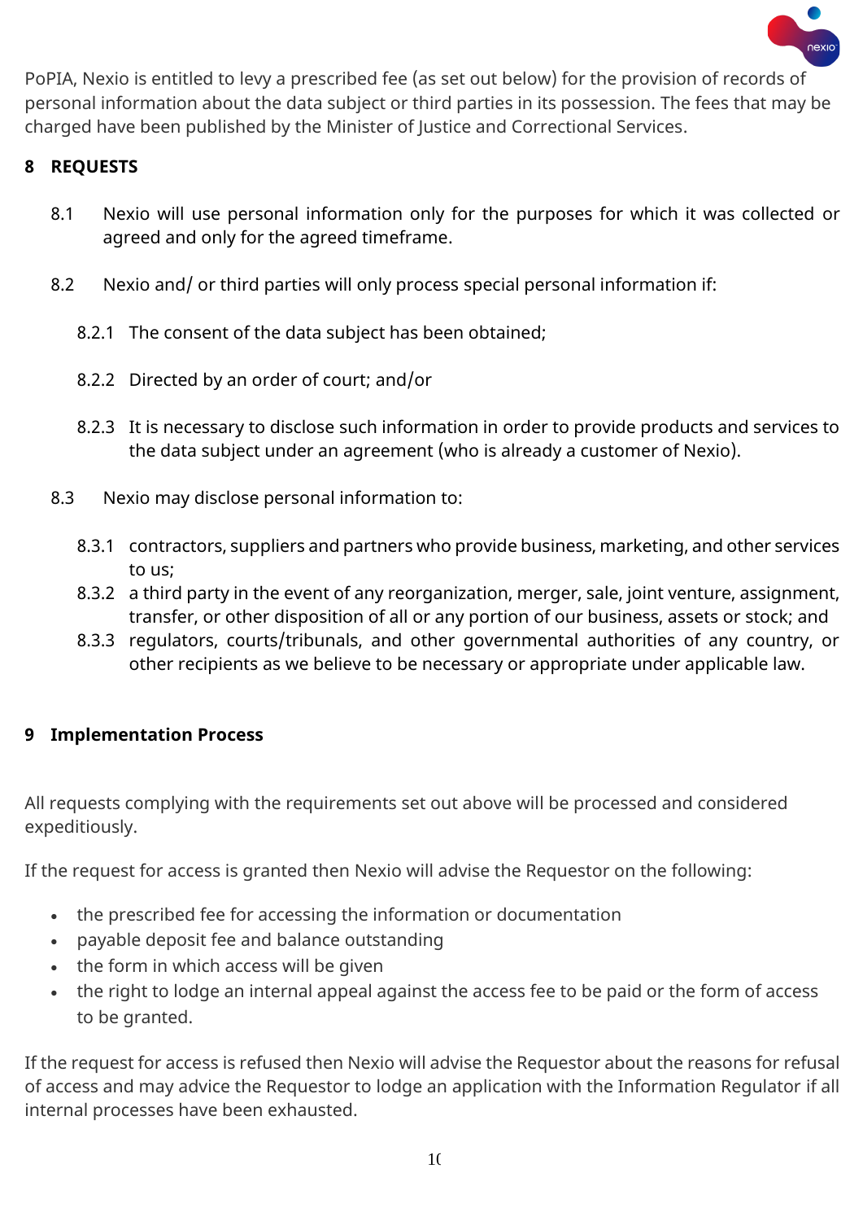PoPIA, Nexio is entitled to levy a prescribed fee (as set out below) for the provision of records of personal information about the data subject or third parties in its possession. The fees that may be charged have been published by the Minister of Justice and Correctional Services.

## 8 REQUESTS

8.1 Nexio will use personal information only for the purposes for which it was collected or agreed and only for the agreed timeframe.

8.2 Nexio and/ or third parties will only process special personal information if:

8.2.1 The consent of the data subject has been obtained;

8.2.2 Directed by an order of court; and/or

8.2.3 It is necessary to disclose such information in order to provide products and services to the data subject under an agreement (who is already a customer of Nexio).

8.3 Nexio may disclose personal information to:

8.3.1 contractors, suppliers and partners who provide business, marketing, and other services to us;

8.3.2 a third party in the event of any reorganization, merger, sale, joint venture, assignment, transfer, or other disposition of all or any portion of our business, assets or stock; and

8.3.3 regulators, courts/tribunals, and other governmental authorities of any country, or other recipients as we believe to be necessary or appropriate under applicable law.

## 9 Implementation Process

All requests complying with the requirements set out above will be processed and considered expeditiously.

If the request for access is granted then Nexio will advise the Requestor on the following:

- the prescribed fee for accessing the information or documentation
- payable deposit fee and balance outstanding
- the form in which access will be given
- the right to lodge an internal appeal against the access fee to be paid or the form of access to be granted.

If the request for access is refused then Nexio will advise the Requestor about the reasons for refusal of access and may advice the Requestor to lodge an application with the Information Regulator if all internal processes have been exhausted.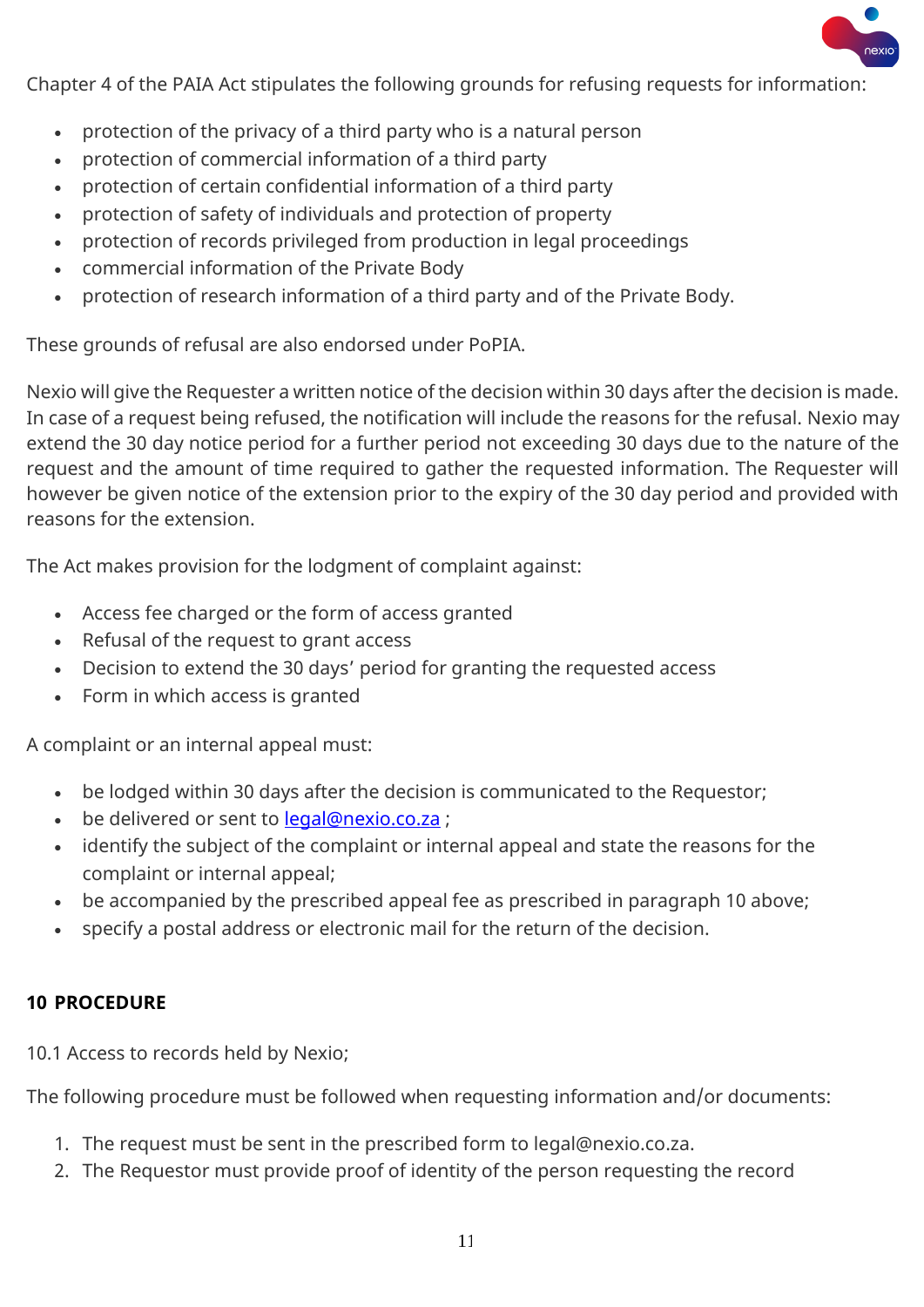Chapter 4 of the PAIA Act stipulates the following grounds for refusing requests for information:

- protection of the privacy of a third party who is a natural person
- protection of commercial information of a third party
- protection of certain confidential information of a third party
- protection of safety of individuals and protection of property
- protection of records privileged from production in legal proceedings
- commercial information of the Private Body
- protection of research information of a third party and of the Private Body.

These grounds of refusal are also endorsed under PoPIA.

Nexio will give the Requester a written notice of the decision within 30 days after the decision is made. In case of a request being refused, the notification will include the reasons for the refusal. Nexio may extend the 30 day notice period for a further period not exceeding 30 days due to the nature of the request and the amount of time required to gather the requested information. The Requester will however be given notice of the extension prior to the expiry of the 30 day period and provided with reasons for the extension.

The Act makes provision for the lodgment of complaint against:

- Access fee charged or the form of access granted
- Refusal of the request to grant access
- Decision to extend the 30 days' period for granting the requested access
- Form in which access is granted

A complaint or an internal appeal must:

- be lodged within 30 days after the decision is communicated to the Requestor;
- be delivered or sent to legal@nexio.co.za ;
- identify the subject of the complaint or internal appeal and state the reasons for the complaint or internal appeal;
- be accompanied by the prescribed appeal fee as prescribed in paragraph 10 above;
- specify a postal address or electronic mail for the return of the decision.

## 10 PROCEDURE

10.1 Access to records held by Nexio;

The following procedure must be followed when requesting information and/or documents:

1. The request must be sent in the prescribed form to legal@nexio.co.za.
2. The Requestor must provide proof of identity of the person requesting the record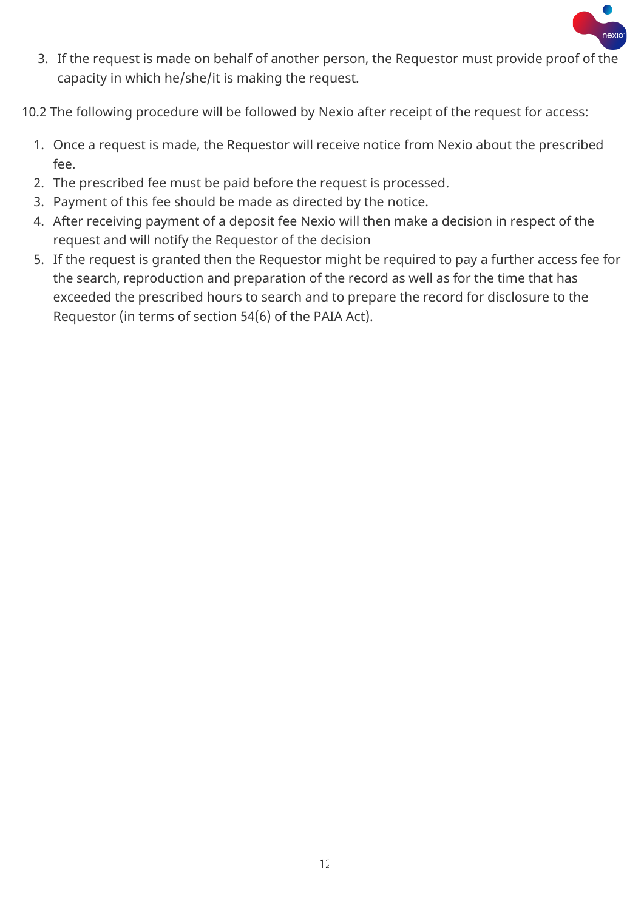3. If the request is made on behalf of another person, the Requestor must provide proof of the capacity in which he/she/it is making the request.

10.2 The following procedure will be followed by Nexio after receipt of the request for access:

1. Once a request is made, the Requestor will receive notice from Nexio about the prescribed fee.
2. The prescribed fee must be paid before the request is processed.
3. Payment of this fee should be made as directed by the notice.
4. After receiving payment of a deposit fee Nexio will then make a decision in respect of the request and will notify the Requestor of the decision
5. If the request is granted then the Requestor might be required to pay a further access fee for the search, reproduction and preparation of the record as well as for the time that has exceeded the prescribed hours to search and to prepare the record for disclosure to the Requestor (in terms of section 54(6) of the PAIA Act).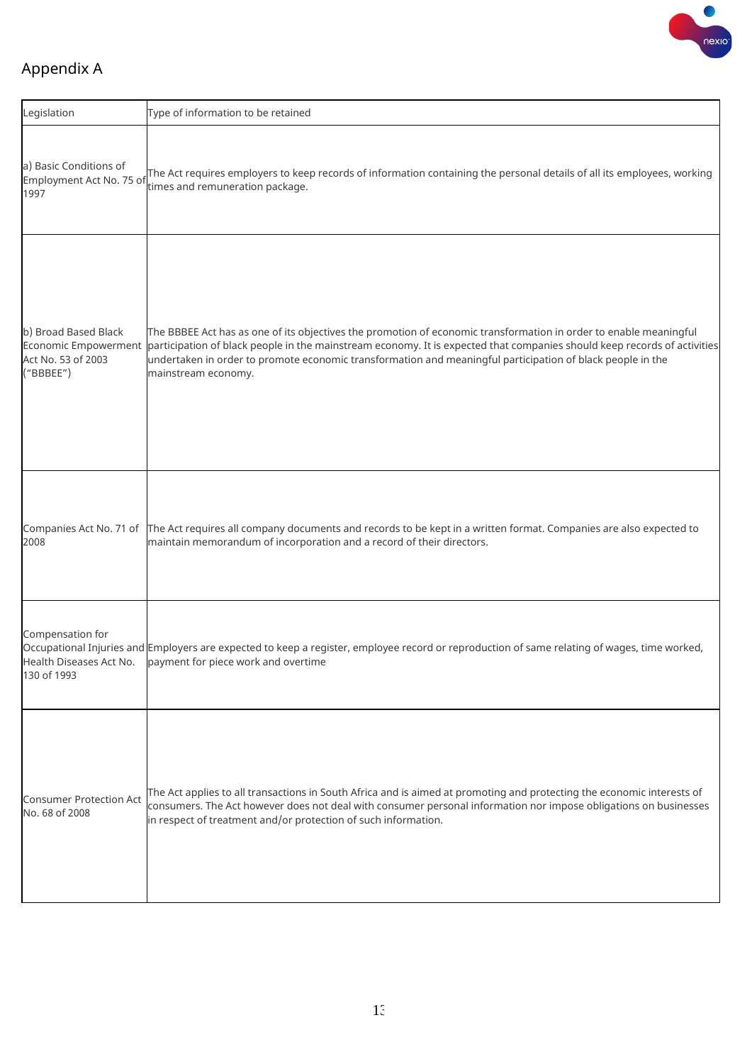# Appendix A

| Legislation | Type of information to be retained |
|---|---|
| a) Basic Conditions of Employment Act No. 75 of 1997 | The Act requires employers to keep records of information containing the personal details of all its employees, working times and remuneration package. |
| b) Broad Based Black Economic Empowerment Act No. 53 of 2003 ("BBBEE") | The BBBEE Act has as one of its objectives the promotion of economic transformation in order to enable meaningful participation of black people in the mainstream economy. It is expected that companies should keep records of activities undertaken in order to promote economic transformation and meaningful participation of black people in the mainstream economy. |
| Companies Act No. 71 of 2008 | The Act requires all company documents and records to be kept in a written format. Companies are also expected to maintain memorandum of incorporation and a record of their directors. |
| Compensation for Occupational Injuries and Health Diseases Act No. 130 of 1993 | Employers are expected to keep a register, employee record or reproduction of same relating of wages, time worked, payment for piece work and overtime |
| Consumer Protection Act No. 68 of 2008 | The Act applies to all transactions in South Africa and is aimed at promoting and protecting the economic interests of consumers. The Act however does not deal with consumer personal information nor impose obligations on businesses in respect of treatment and/or protection of such information. |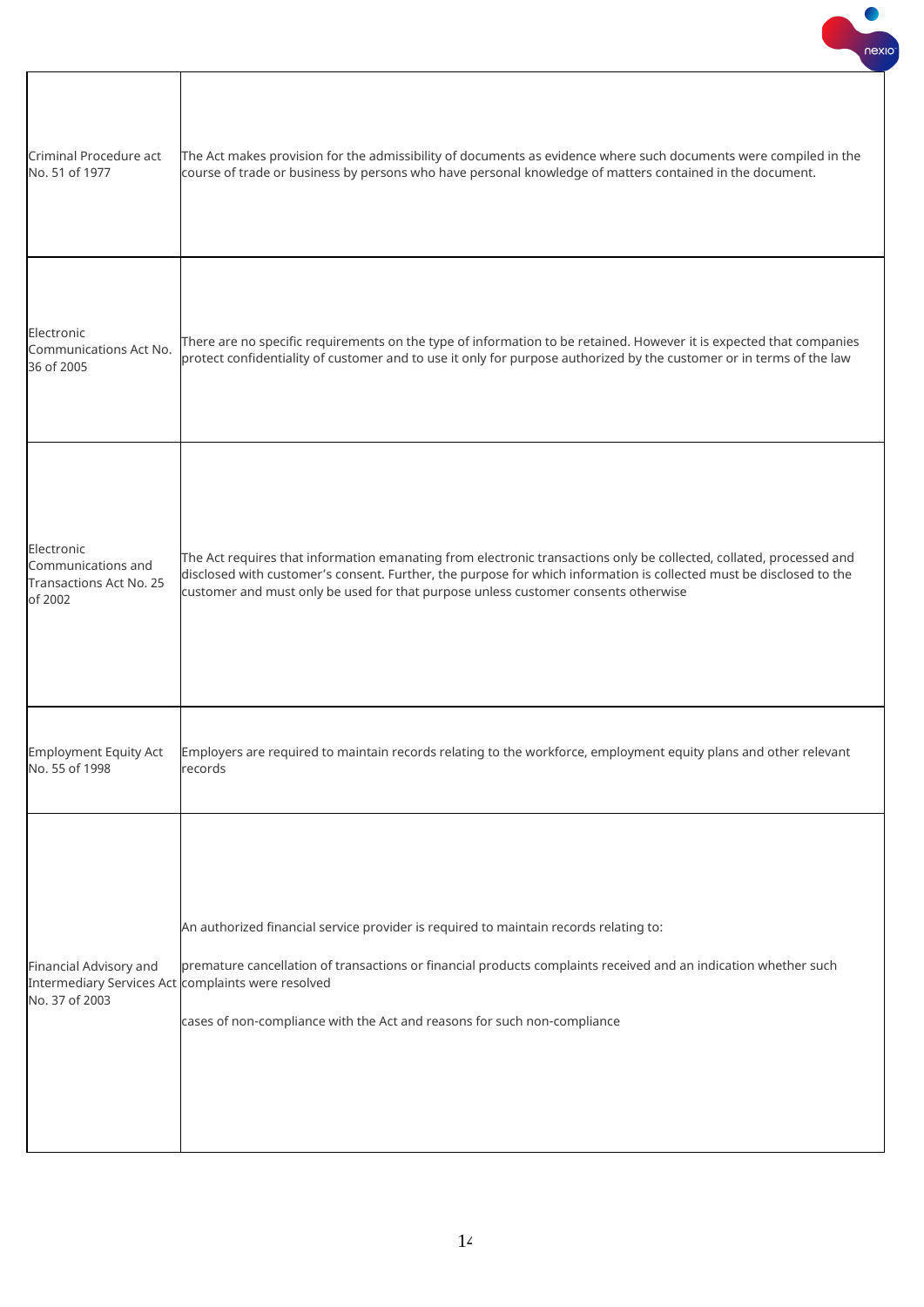| | |
|---|---|
| Criminal Procedure act No. 51 of 1977 | The Act makes provision for the admissibility of documents as evidence where such documents were compiled in the course of trade or business by persons who have personal knowledge of matters contained in the document. |
| Electronic Communications Act No. 36 of 2005 | There are no specific requirements on the type of information to be retained. However it is expected that companies protect confidentiality of customer and to use it only for purpose authorized by the customer or in terms of the law |
| Electronic Communications and Transactions Act No. 25 of 2002 | The Act requires that information emanating from electronic transactions only be collected, collated, processed and disclosed with customer's consent. Further, the purpose for which information is collected must be disclosed to the customer and must only be used for that purpose unless customer consents otherwise |
| Employment Equity Act No. 55 of 1998 | Employers are required to maintain records relating to the workforce, employment equity plans and other relevant records |
| Financial Advisory and Intermediary Services Act No. 37 of 2003 | An authorized financial service provider is required to maintain records relating to:<br><br>premature cancellation of transactions or financial products complaints received and an indication whether such complaints were resolved<br><br>cases of non-compliance with the Act and reasons for such non-compliance |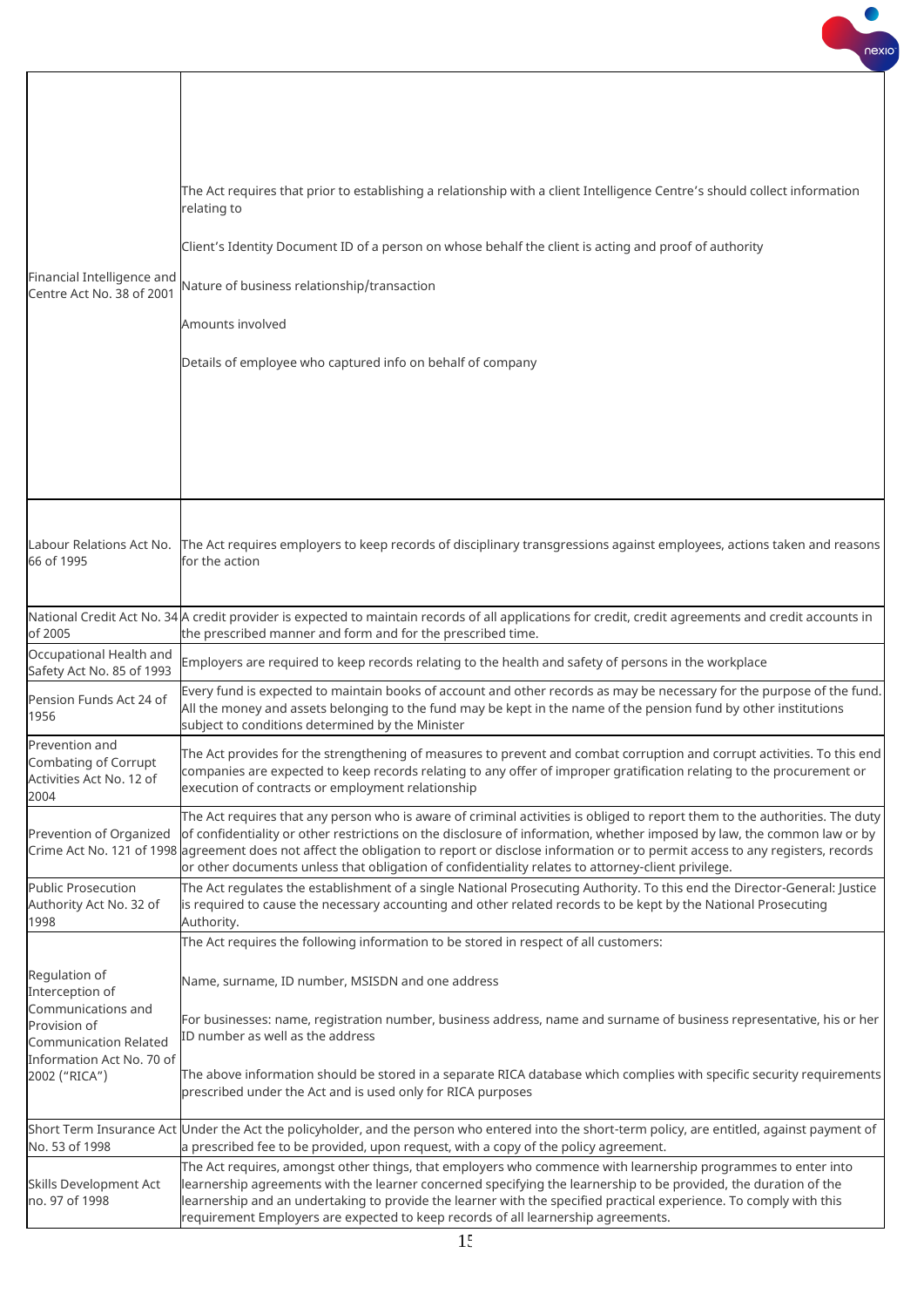| | |
|---|---|
| Financial Intelligence and Centre Act No. 38 of 2001 | The Act requires that prior to establishing a relationship with a client Intelligence Centre's should collect information relating to<br><br>Client's Identity Document ID of a person on whose behalf the client is acting and proof of authority<br><br>Nature of business relationship/transaction<br><br>Amounts involved<br><br>Details of employee who captured info on behalf of company |
| Labour Relations Act No. 66 of 1995 | The Act requires employers to keep records of disciplinary transgressions against employees, actions taken and reasons for the action |
| National Credit Act No. 34 of 2005 | A credit provider is expected to maintain records of all applications for credit, credit agreements and credit accounts in the prescribed manner and form and for the prescribed time. |
| Occupational Health and Safety Act No. 85 of 1993 | Employers are required to keep records relating to the health and safety of persons in the workplace |
| Pension Funds Act 24 of 1956 | Every fund is expected to maintain books of account and other records as may be necessary for the purpose of the fund. All the money and assets belonging to the fund may be kept in the name of the pension fund by other institutions subject to conditions determined by the Minister |
| Prevention and Combating of Corrupt Activities Act No. 12 of 2004 | The Act provides for the strengthening of measures to prevent and combat corruption and corrupt activities. To this end companies are expected to keep records relating to any offer of improper gratification relating to the procurement or execution of contracts or employment relationship |
| Prevention of Organized Crime Act No. 121 of 1998 | The Act requires that any person who is aware of criminal activities is obliged to report them to the authorities. The duty of confidentiality or other restrictions on the disclosure of information, whether imposed by law, the common law or by agreement does not affect the obligation to report or disclose information or to permit access to any registers, records or other documents unless that obligation of confidentiality relates to attorney-client privilege. |
| Public Prosecution Authority Act No. 32 of 1998 | The Act regulates the establishment of a single National Prosecuting Authority. To this end the Director-General: Justice is required to cause the necessary accounting and other related records to be kept by the National Prosecuting Authority. |
| Regulation of Interception of Communications and Provision of Communication Related Information Act No. 70 of 2002 ("RICA") | The Act requires the following information to be stored in respect of all customers:<br><br>Name, surname, ID number, MSISDN and one address<br><br>For businesses: name, registration number, business address, name and surname of business representative, his or her ID number as well as the address<br><br>The above information should be stored in a separate RICA database which complies with specific security requirements prescribed under the Act and is used only for RICA purposes |
| Short Term Insurance Act No. 53 of 1998 | Under the Act the policyholder, and the person who entered into the short-term policy, are entitled, against payment of a prescribed fee to be provided, upon request, with a copy of the policy agreement. |
| Skills Development Act no. 97 of 1998 | The Act requires, amongst other things, that employers who commence with learnership programmes to enter into learnership agreements with the learner concerned specifying the learnership to be provided, the duration of the learnership and an undertaking to provide the learner with the specified practical experience. To comply with this requirement Employers are expected to keep records of all learnership agreements. |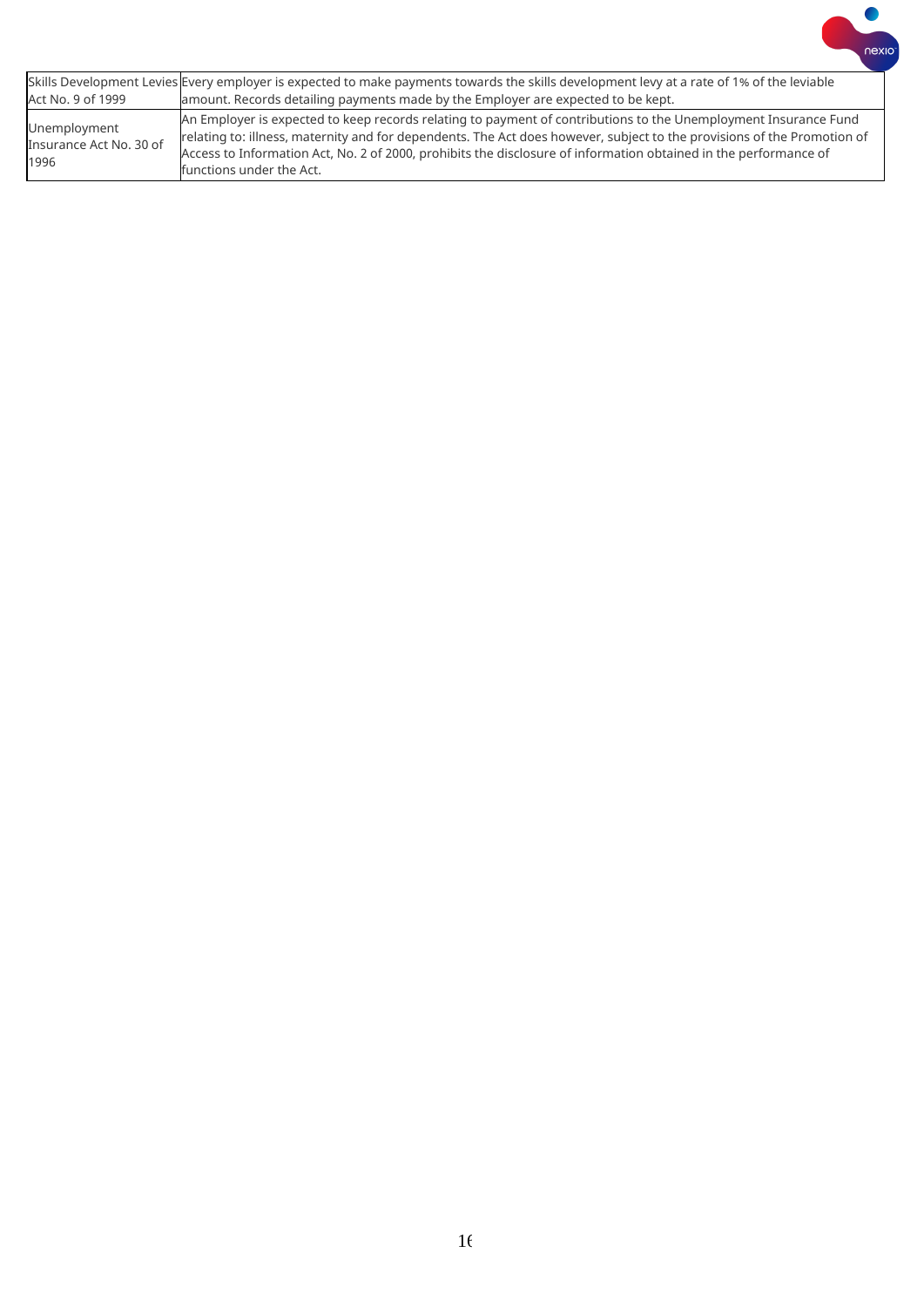| | |
|---|---|
| Skills Development Levies Act No. 9 of 1999 | Every employer is expected to make payments towards the skills development levy at a rate of 1% of the leviable amount. Records detailing payments made by the Employer are expected to be kept. |
| Unemployment Insurance Act No. 30 of 1996 | An Employer is expected to keep records relating to payment of contributions to the Unemployment Insurance Fund relating to: illness, maternity and for dependents. The Act does however, subject to the provisions of the Promotion of Access to Information Act, No. 2 of 2000, prohibits the disclosure of information obtained in the performance of functions under the Act. |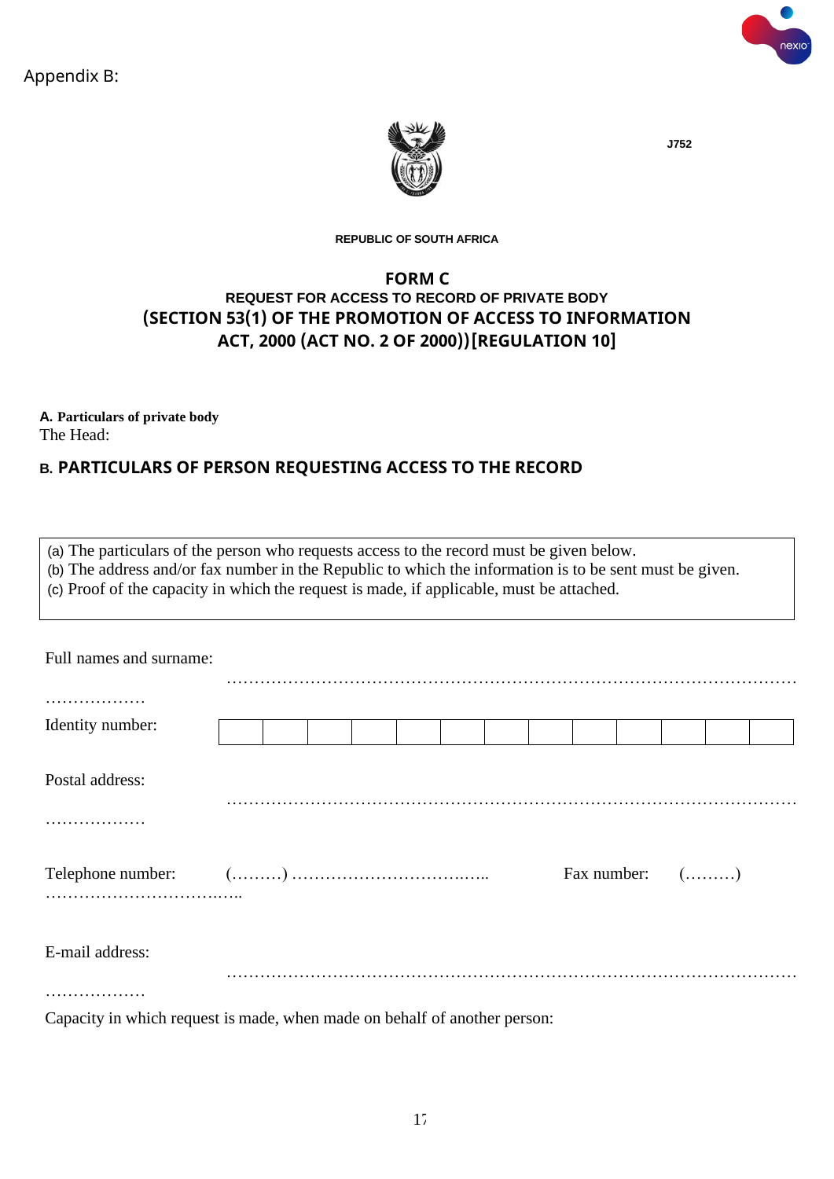Appendix B:

J752

REPUBLIC OF SOUTH AFRICA

# FORM C

**REQUEST FOR ACCESS TO RECORD OF PRIVATE BODY**

**(SECTION 53(1) OF THE PROMOTION OF ACCESS TO INFORMATION ACT, 2000 (ACT NO. 2 OF 2000))[REGULATION 10]**

**A. Particulars of private body**

The Head:

## B. PARTICULARS OF PERSON REQUESTING ACCESS TO THE RECORD

(a) The particulars of the person who requests access to the record must be given below.
(b) The address and/or fax number in the Republic to which the information is to be sent must be given.
(c) Proof of the capacity in which the request is made, if applicable, must be attached.

Full names and surname: ……………………………………………………………………………………………………………

Identity number:

| | | | | | | | | | | | | |
|---|---|---|---|---|---|---|---|---|---|---|---|---|
| | | | | | | | | | | | | |

Postal address: ……………………………………………………………………………………………………………

Telephone number: (………) ………………………………..….. Fax number: (………) ……………………………..…..

E-mail address: ……………………………………………………………………………………………………………

Capacity in which request is made, when made on behalf of another person: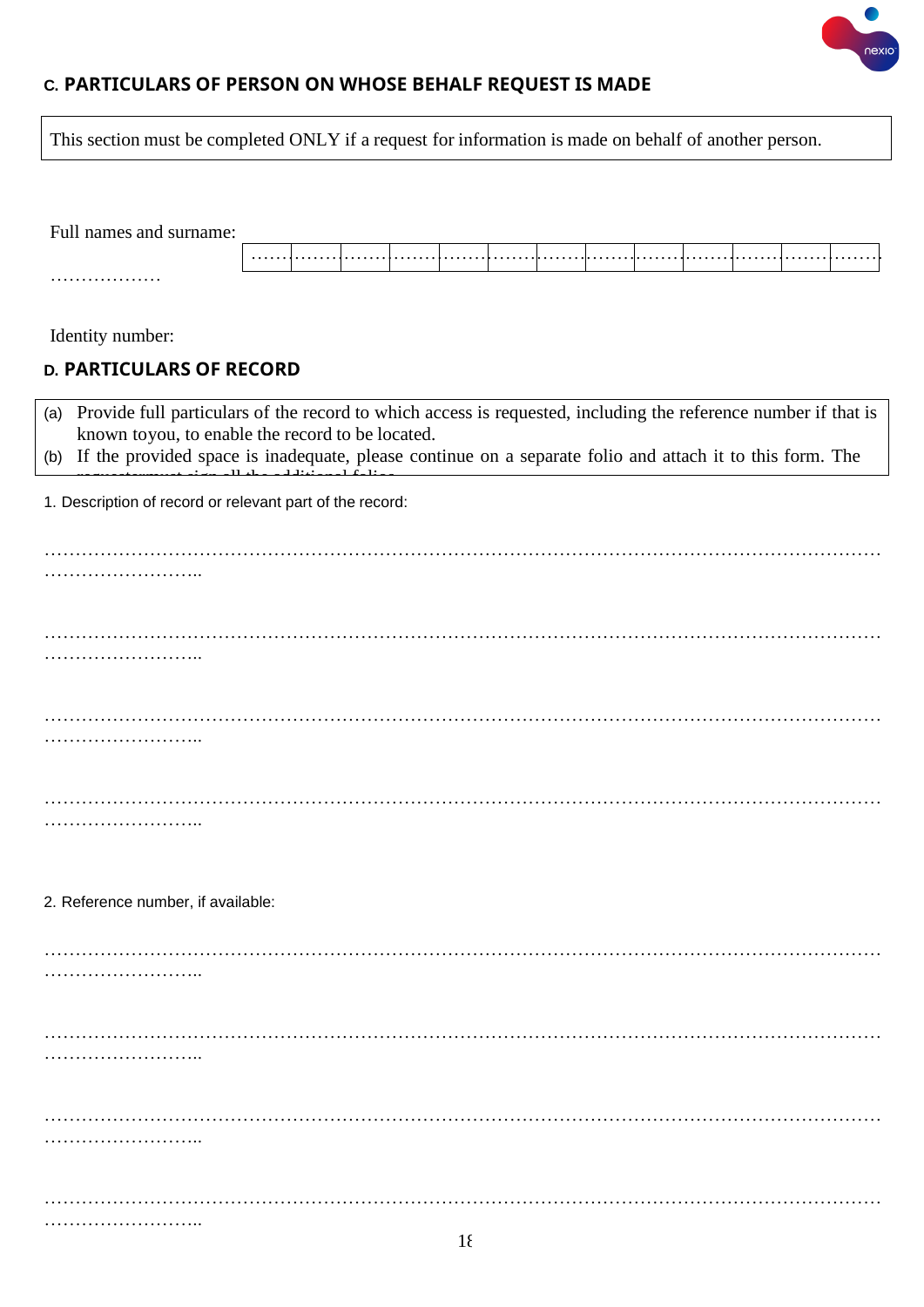## C. PARTICULARS OF PERSON ON WHOSE BEHALF REQUEST IS MADE

| This section must be completed ONLY if a request for information is made on behalf of another person. |
|---|

Full names and surname: ………………………………………………………………………………………………………………………………………

Identity number:

## D. PARTICULARS OF RECORD

(a) Provide full particulars of the record to which access is requested, including the reference number if that is known toyou, to enable the record to be located.

(b) If the provided space is inadequate, please continue on a separate folio and attach it to this form. The requestormust sign all the additional folios.

1. Description of record or relevant part of the record:

………………………………………………………………………………………………………………………………………………………………

………………………………………………………………………………………………………………………………………………………………

………………………………………………………………………………………………………………………………………………………………

………………………………………………………………………………………………………………………………………………………………

2. Reference number, if available:

………………………………………………………………………………………………………………………………………………………………

………………………………………………………………………………………………………………………………………………………………

………………………………………………………………………………………………………………………………………………………………

………………………………………………………………………………………………………………………………………………………………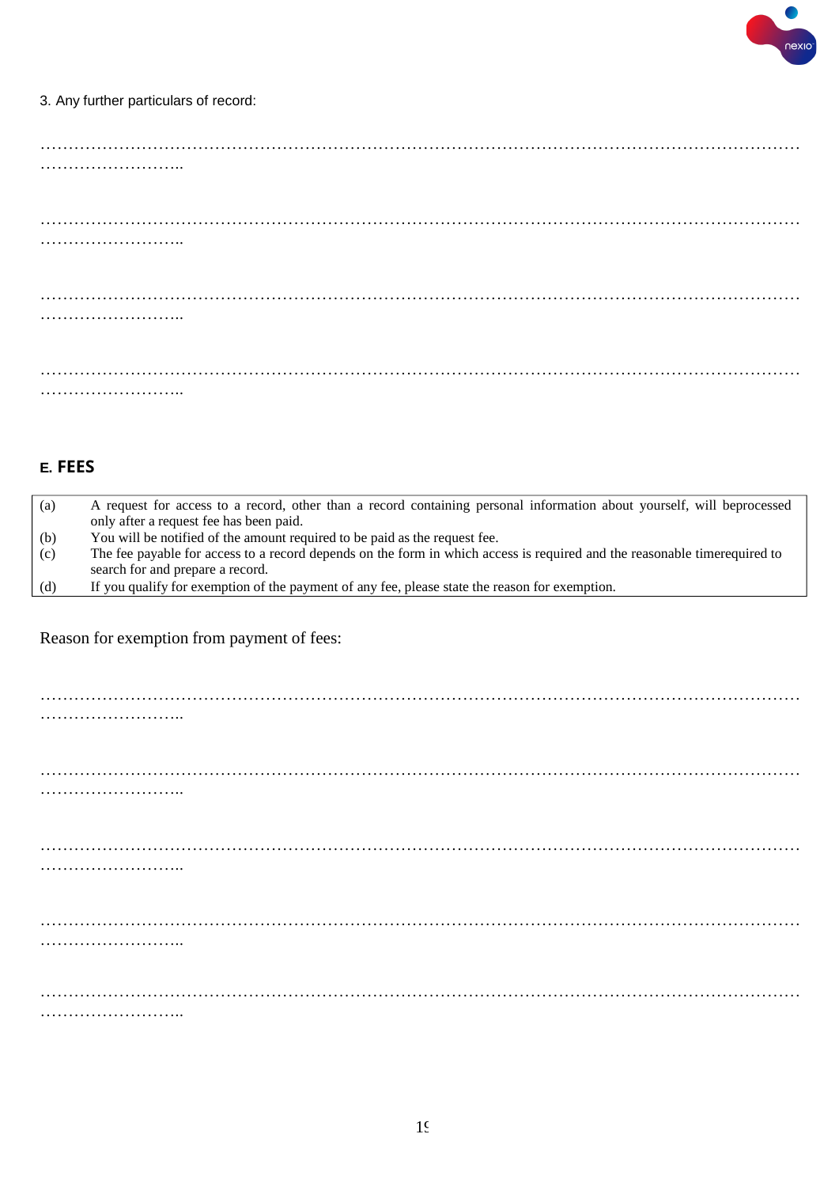3. Any further particulars of record:

……………………………………………………………………………………………………………………………
……………………..

……………………………………………………………………………………………………………………………
……………………..

……………………………………………………………………………………………………………………………
……………………..

……………………………………………………………………………………………………………………………
……………………..

## E. FEES

| | |
|---|---|
| (a) | A request for access to a record, other than a record containing personal information about yourself, will beprocessed only after a request fee has been paid. |
| (b) | You will be notified of the amount required to be paid as the request fee. |
| (c) | The fee payable for access to a record depends on the form in which access is required and the reasonable timerequired to search for and prepare a record. |
| (d) | If you qualify for exemption of the payment of any fee, please state the reason for exemption. |

Reason for exemption from payment of fees:

……………………………………………………………………………………………………………………………
……………………..

……………………………………………………………………………………………………………………………
……………………..

……………………………………………………………………………………………………………………………
……………………..

……………………………………………………………………………………………………………………………
……………………..

……………………………………………………………………………………………………………………………
……………………..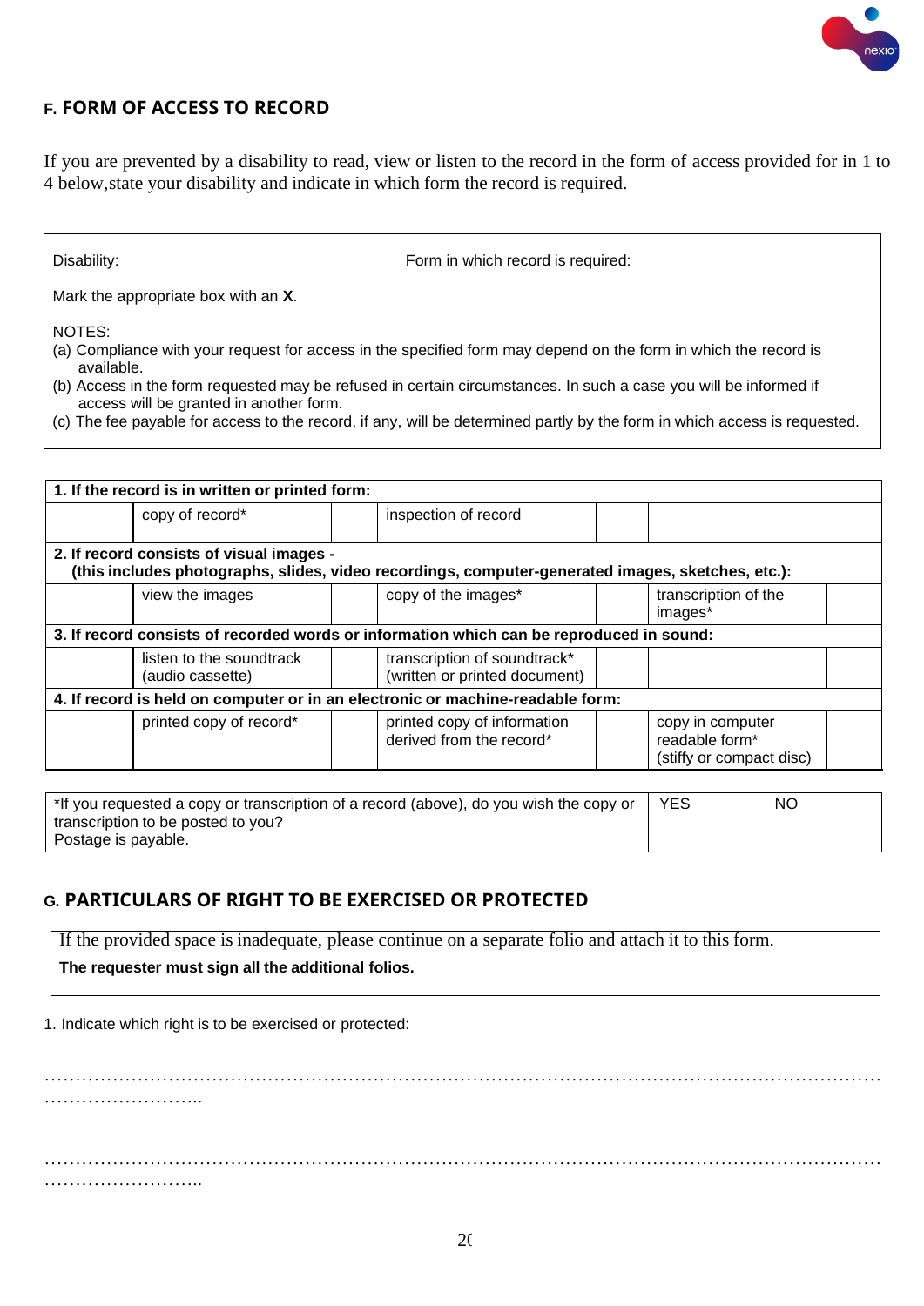## F. FORM OF ACCESS TO RECORD

If you are prevented by a disability to read, view or listen to the record in the form of access provided for in 1 to 4 below,state your disability and indicate in which form the record is required.

| Disability: | Form in which record is required: |
|---|---|

Mark the appropriate box with an **X**.

NOTES:
(a) Compliance with your request for access in the specified form may depend on the form in which the record is available.
(b) Access in the form requested may be refused in certain circumstances. In such a case you will be informed if access will be granted in another form.
(c) The fee payable for access to the record, if any, will be determined partly by the form in which access is requested.

| | | | | | | |
|---|---|---|---|---|---|---|
| **1. If the record is in written or printed form:** | | | | | | |
| | copy of record* | | inspection of record | | | |
| **2. If record consists of visual images - (this includes photographs, slides, video recordings, computer-generated images, sketches, etc.):** | | | | | | |
| | view the images | | copy of the images* | | transcription of the images* | |
| **3. If record consists of recorded words or information which can be reproduced in sound:** | | | | | | |
| | listen to the soundtrack (audio cassette) | | transcription of soundtrack* (written or printed document) | | | |
| **4. If record is held on computer or in an electronic or machine-readable form:** | | | | | | |
| | printed copy of record* | | printed copy of information derived from the record* | | copy in computer readable form* (stiffy or compact disc) | |

| *If you requested a copy or transcription of a record (above), do you wish the copy or transcription to be posted to you? Postage is payable. | YES | NO |
|---|---|---|

## G. PARTICULARS OF RIGHT TO BE EXERCISED OR PROTECTED

If the provided space is inadequate, please continue on a separate folio and attach it to this form.
**The requester must sign all the additional folios.**

1. Indicate which right is to be exercised or protected:

…………………………………………………………………………………………………………………………………………………………..

…………………………………………………………………………………………………………………………………………………………..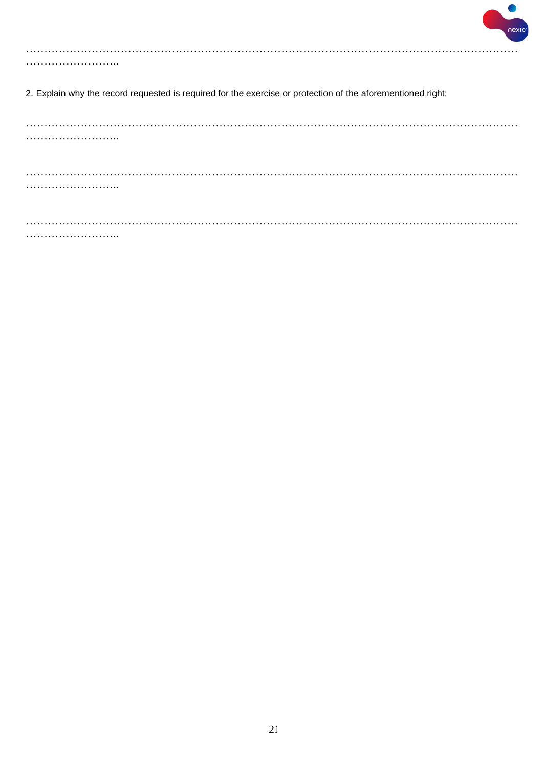……………………………………………………………………………………………………………………………
……………………..

2. Explain why the record requested is required for the exercise or protection of the aforementioned right:

……………………………………………………………………………………………………………………………
……………………..

……………………………………………………………………………………………………………………………
……………………..

……………………………………………………………………………………………………………………………
……………………..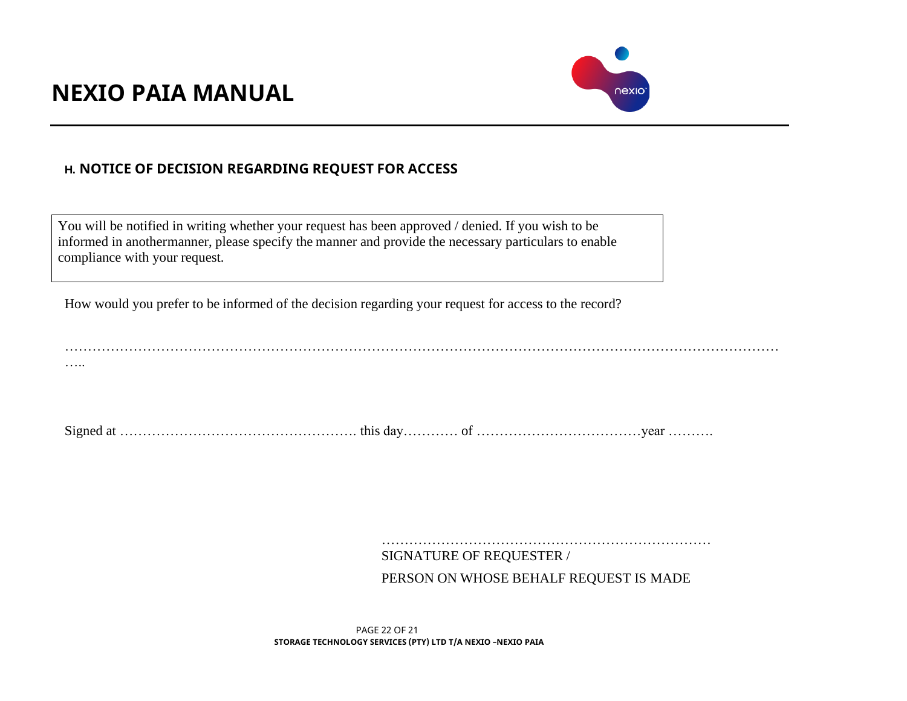### H. NOTICE OF DECISION REGARDING REQUEST FOR ACCESS

| |
|---|
| You will be notified in writing whether your request has been approved / denied. If you wish to be informed in anothermanner, please specify the manner and provide the necessary particulars to enable compliance with your request. |

How would you prefer to be informed of the decision regarding your request for access to the record?

…………………………………………………………………………………………………………………………………………
…..

Signed at ……………………………………………. this day………… of ………………………………year ……….

………………………………………………………………

SIGNATURE OF REQUESTER /

PERSON ON WHOSE BEHALF REQUEST IS MADE